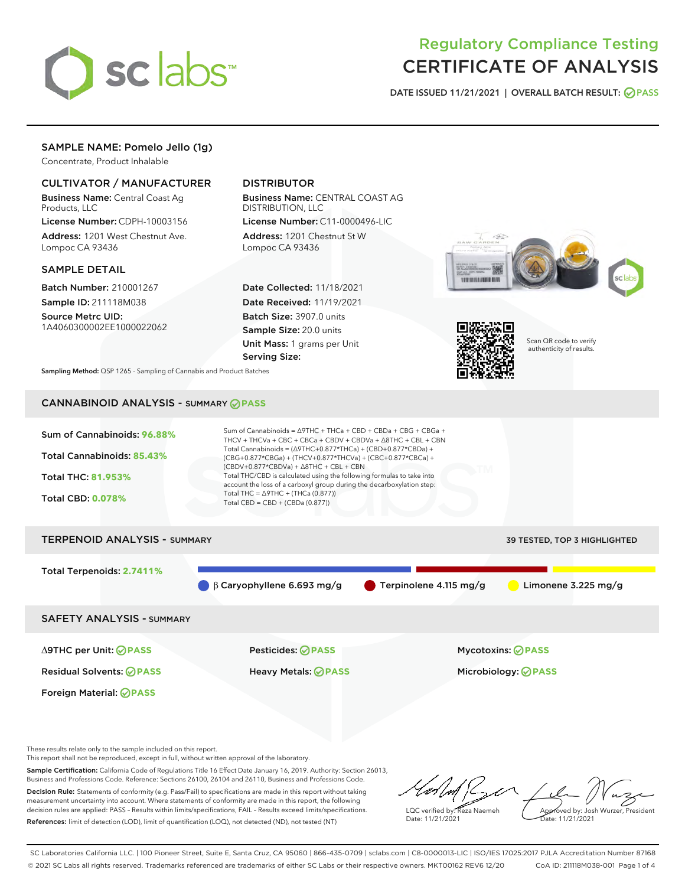# Regulatory Compliance Testing
# CERTIFICATE OF ANALYSIS

DATE ISSUED 11/21/2021 | OVERALL BATCH RESULT: PASS

## SAMPLE NAME: Pomelo Jello (1g)

Concentrate, Product Inhalable

### CULTIVATOR / MANUFACTURER

**Business Name:** Central Coast Ag Products, LLC

**License Number:** CDPH-10003156

**Address:** 1201 West Chestnut Ave. Lompoc CA 93436

### DISTRIBUTOR

**Business Name:** CENTRAL COAST AG DISTRIBUTION, LLC

**License Number:** C11-0000496-LIC

**Address:** 1201 Chestnut St W Lompoc CA 93436

### SAMPLE DETAIL

**Batch Number:** 210001267

**Sample ID:** 211118M038

**Source Metrc UID:** 1A4060300002EE1000022062

**Date Collected:** 11/18/2021

**Date Received:** 11/19/2021

**Batch Size:** 3907.0 units

**Sample Size:** 20.0 units

**Unit Mass:** 1 grams per Unit

**Serving Size:**

Scan QR code to verify authenticity of results.

**Sampling Method:** QSP 1265 - Sampling of Cannabis and Product Batches

## CANNABINOID ANALYSIS - SUMMARY PASS

Sum of Cannabinoids: **96.88%**

Total Cannabinoids: **85.43%**

Total THC: **81.953%**

Total CBD: **0.078%**

Sum of Cannabinoids = Δ9THC + THCa + CBD + CBDa + CBG + CBGa + THCV + THCVa + CBC + CBCa + CBDV + CBDVa + Δ8THC + CBL + CBN

Total Cannabinoids = (Δ9THC+0.877*THCa) + (CBD+0.877*CBDa) + (CBG+0.877*CBGa) + (THCV+0.877*THCVa) + (CBC+0.877*CBCa) + (CBDV+0.877*CBDVa) + Δ8THC + CBL + CBN

Total THC/CBD is calculated using the following formulas to take into account the loss of a carboxyl group during the decarboxylation step:

Total THC = Δ9THC + (THCa (0.877))

Total CBD = CBD + (CBDa (0.877))

## TERPENOID ANALYSIS - SUMMARY

39 TESTED, TOP 3 HIGHLIGHTED

Total Terpenoids: **2.7411%**

β Caryophyllene 6.693 mg/g

Terpinolene 4.115 mg/g

Limonene 3.225 mg/g

## SAFETY ANALYSIS - SUMMARY

Δ9THC per Unit: PASS

Pesticides: PASS

Mycotoxins: PASS

Residual Solvents: PASS

Heavy Metals: PASS

Microbiology: PASS

Foreign Material: PASS

These results relate only to the sample included on this report.
This report shall not be reproduced, except in full, without written approval of the laboratory.

**Sample Certification:** California Code of Regulations Title 16 Effect Date January 16, 2019. Authority: Section 26013, Business and Professions Code. Reference: Sections 26100, 26104 and 26110, Business and Professions Code.

**Decision Rule:** Statements of conformity (e.g. Pass/Fail) to specifications are made in this report without taking measurement uncertainty into account. Where statements of conformity are made in this report, the following decision rules are applied: PASS – Results within limits/specifications, FAIL – Results exceed limits/specifications.

**References:** limit of detection (LOD), limit of quantification (LOQ), not detected (ND), not tested (NT)

LQC verified by: Reza Naemeh
Date: 11/21/2021

Approved by: Josh Wurzer, President
Date: 11/21/2021

SC Laboratories California LLC. | 100 Pioneer Street, Suite E, Santa Cruz, CA 95060 | 866-435-0709 | sclabs.com | C8-0000013-LIC | ISO/IES 17025:2017 PJLA Accreditation Number 87168
© 2021 SC Labs all rights reserved. Trademarks referenced are trademarks of either SC Labs or their respective owners. MKT00162 REV6 12/20 CoA ID: 211118M038-001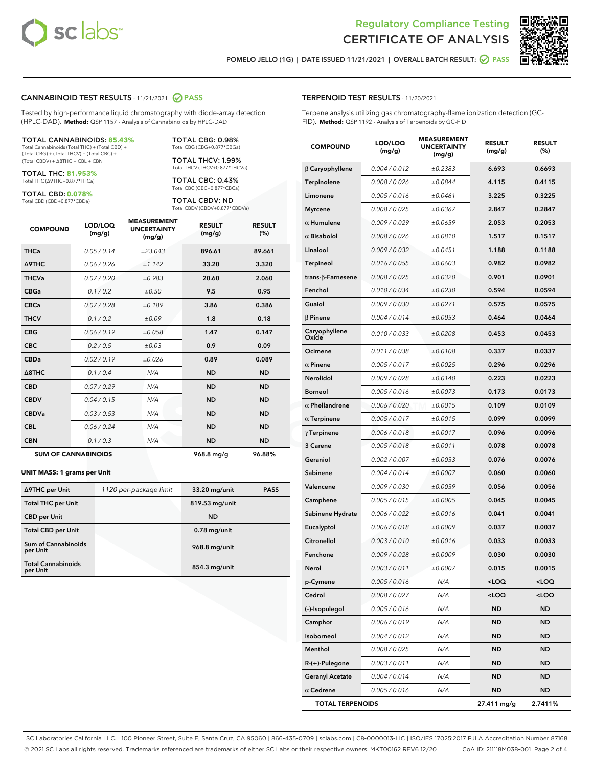# Regulatory Compliance Testing
# CERTIFICATE OF ANALYSIS

POMELO JELLO (1G) | DATE ISSUED 11/21/2021 | OVERALL BATCH RESULT: PASS

## CANNABINOID TEST RESULTS - 11/21/2021 PASS

Tested by high-performance liquid chromatography with diode-array detection (HPLC-DAD). **Method:** QSP 1157 - Analysis of Cannabinoids by HPLC-DAD

**TOTAL CANNABINOIDS: 85.43%**
Total Cannabinoids (Total THC) + (Total CBD) + (Total CBG) + (Total THCV) + (Total CBC) + (Total CBDV) + Δ8THC + CBL + CBN

**TOTAL THC: 81.953%**
Total THC (Δ9THC+0.877*THCa)

**TOTAL CBD: 0.078%**
Total CBD (CBD+0.877*CBDa)

**TOTAL CBG: 0.98%**
Total CBG (CBG+0.877*CBGa)

**TOTAL THCV: 1.99%**
Total THCV (THCV+0.877*THCVa)

**TOTAL CBC: 0.43%**
Total CBC (CBC+0.877*CBCa)

**TOTAL CBDV: ND**
Total CBDV (CBDV+0.877*CBDVa)

| COMPOUND | LOD/LOQ (mg/g) | MEASUREMENT UNCERTAINTY (mg/g) | RESULT (mg/g) | RESULT (%) |
|---|---|---|---|---|
| THCa | 0.05 / 0.14 | ±23.043 | 896.61 | 89.661 |
| Δ9THC | 0.06 / 0.26 | ±1.142 | 33.20 | 3.320 |
| THCVa | 0.07 / 0.20 | ±0.983 | 20.60 | 2.060 |
| CBGa | 0.1 / 0.2 | ±0.50 | 9.5 | 0.95 |
| CBCa | 0.07 / 0.28 | ±0.189 | 3.86 | 0.386 |
| THCV | 0.1 / 0.2 | ±0.09 | 1.8 | 0.18 |
| CBG | 0.06 / 0.19 | ±0.058 | 1.47 | 0.147 |
| CBC | 0.2 / 0.5 | ±0.03 | 0.9 | 0.09 |
| CBDa | 0.02 / 0.19 | ±0.026 | 0.89 | 0.089 |
| Δ8THC | 0.1 / 0.4 | N/A | ND | ND |
| CBD | 0.07 / 0.29 | N/A | ND | ND |
| CBDV | 0.04 / 0.15 | N/A | ND | ND |
| CBDVa | 0.03 / 0.53 | N/A | ND | ND |
| CBL | 0.06 / 0.24 | N/A | ND | ND |
| CBN | 0.1 / 0.3 | N/A | ND | ND |
| **SUM OF CANNABINOIDS** | | | **968.8 mg/g** | **96.88%** |

**UNIT MASS: 1 grams per Unit**

| | | | |
|---|---|---|---|
| Δ9THC per Unit | 1120 per-package limit | 33.20 mg/unit | PASS |
| Total THC per Unit | | 819.53 mg/unit | |
| CBD per Unit | | ND | |
| Total CBD per Unit | | 0.78 mg/unit | |
| Sum of Cannabinoids per Unit | | 968.8 mg/unit | |
| Total Cannabinoids per Unit | | 854.3 mg/unit | |

## TERPENOID TEST RESULTS - 11/20/2021

Terpene analysis utilizing gas chromatography-flame ionization detection (GC-FID). **Method:** QSP 1192 - Analysis of Terpenoids by GC-FID

| COMPOUND | LOD/LOQ (mg/g) | MEASUREMENT UNCERTAINTY (mg/g) | RESULT (mg/g) | RESULT (%) |
|---|---|---|---|---|
| β Caryophyllene | 0.004 / 0.012 | ±0.2383 | 6.693 | 0.6693 |
| Terpinolene | 0.008 / 0.026 | ±0.0844 | 4.115 | 0.4115 |
| Limonene | 0.005 / 0.016 | ±0.0461 | 3.225 | 0.3225 |
| Myrcene | 0.008 / 0.025 | ±0.0367 | 2.847 | 0.2847 |
| α Humulene | 0.009 / 0.029 | ±0.0659 | 2.053 | 0.2053 |
| α Bisabolol | 0.008 / 0.026 | ±0.0810 | 1.517 | 0.1517 |
| Linalool | 0.009 / 0.032 | ±0.0451 | 1.188 | 0.1188 |
| Terpineol | 0.016 / 0.055 | ±0.0603 | 0.982 | 0.0982 |
| trans-β-Farnesene | 0.008 / 0.025 | ±0.0320 | 0.901 | 0.0901 |
| Fenchol | 0.010 / 0.034 | ±0.0230 | 0.594 | 0.0594 |
| Guaiol | 0.009 / 0.030 | ±0.0271 | 0.575 | 0.0575 |
| β Pinene | 0.004 / 0.014 | ±0.0053 | 0.464 | 0.0464 |
| Caryophyllene Oxide | 0.010 / 0.033 | ±0.0208 | 0.453 | 0.0453 |
| Ocimene | 0.011 / 0.038 | ±0.0108 | 0.337 | 0.0337 |
| α Pinene | 0.005 / 0.017 | ±0.0025 | 0.296 | 0.0296 |
| Nerolidol | 0.009 / 0.028 | ±0.0140 | 0.223 | 0.0223 |
| Borneol | 0.005 / 0.016 | ±0.0073 | 0.173 | 0.0173 |
| α Phellandrene | 0.006 / 0.020 | ±0.0015 | 0.109 | 0.0109 |
| α Terpinene | 0.005 / 0.017 | ±0.0015 | 0.099 | 0.0099 |
| γ Terpinene | 0.006 / 0.018 | ±0.0017 | 0.096 | 0.0096 |
| 3 Carene | 0.005 / 0.018 | ±0.0011 | 0.078 | 0.0078 |
| Geraniol | 0.002 / 0.007 | ±0.0033 | 0.076 | 0.0076 |
| Sabinene | 0.004 / 0.014 | ±0.0007 | 0.060 | 0.0060 |
| Valencene | 0.009 / 0.030 | ±0.0039 | 0.056 | 0.0056 |
| Camphene | 0.005 / 0.015 | ±0.0005 | 0.045 | 0.0045 |
| Sabinene Hydrate | 0.006 / 0.022 | ±0.0016 | 0.041 | 0.0041 |
| Eucalyptol | 0.006 / 0.018 | ±0.0009 | 0.037 | 0.0037 |
| Citronellol | 0.003 / 0.010 | ±0.0016 | 0.033 | 0.0033 |
| Fenchone | 0.009 / 0.028 | ±0.0009 | 0.030 | 0.0030 |
| Nerol | 0.003 / 0.011 | ±0.0007 | 0.015 | 0.0015 |
| p-Cymene | 0.005 / 0.016 | N/A | <LOQ | <LOQ |
| Cedrol | 0.008 / 0.027 | N/A | <LOQ | <LOQ |
| (-)-Isopulegol | 0.005 / 0.016 | N/A | ND | ND |
| Camphor | 0.006 / 0.019 | N/A | ND | ND |
| Isoborneol | 0.004 / 0.012 | N/A | ND | ND |
| Menthol | 0.008 / 0.025 | N/A | ND | ND |
| R-(+)-Pulegone | 0.003 / 0.011 | N/A | ND | ND |
| Geranyl Acetate | 0.004 / 0.014 | N/A | ND | ND |
| α Cedrene | 0.005 / 0.016 | N/A | ND | ND |
| **TOTAL TERPENOIDS** | | | **27.411 mg/g** | **2.7411%** |

SC Laboratories California LLC. | 100 Pioneer Street, Suite E, Santa Cruz, CA 95060 | 866-435-0709 | sclabs.com | C8-0000013-LIC | ISO/IES 17025:2017 PJLA Accreditation Number 87168
© 2021 SC Labs all rights reserved. Trademarks referenced are trademarks of either SC Labs or their respective owners. MKT00162 REV6 12/20 CoA ID: 211118M038-001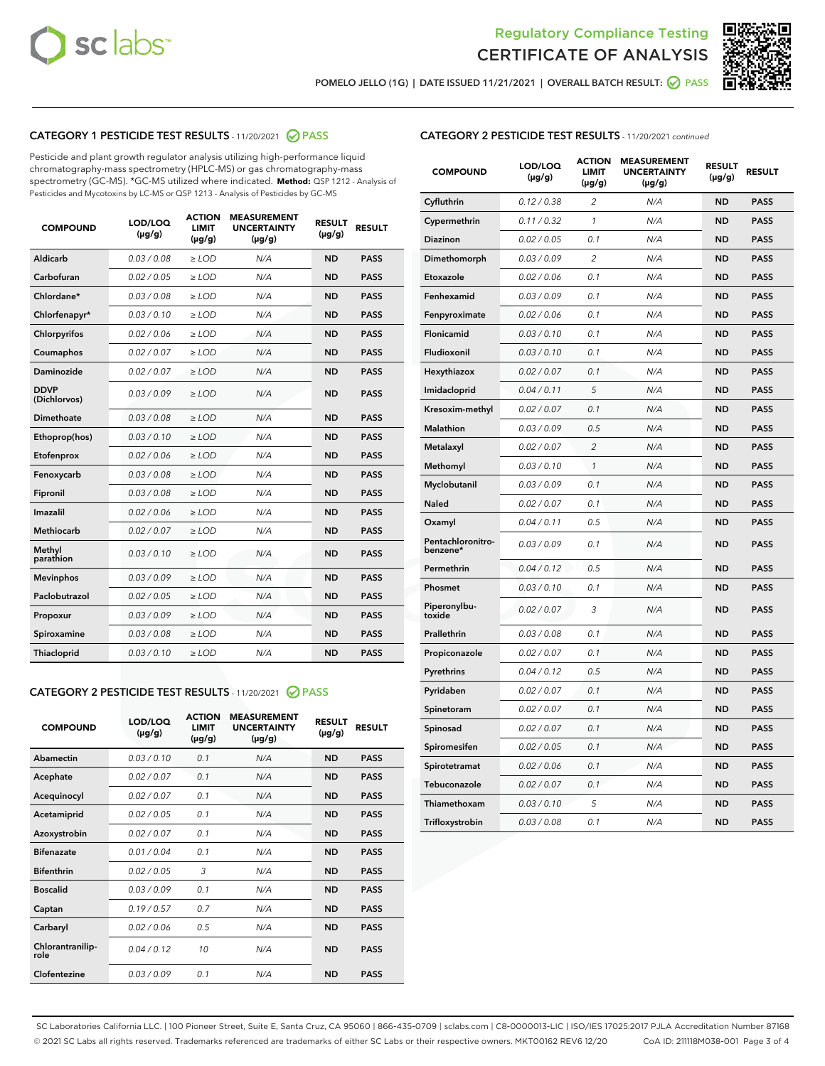Regulatory Compliance Testing
# CERTIFICATE OF ANALYSIS

POMELO JELLO (1G) | DATE ISSUED 11/21/2021 | OVERALL BATCH RESULT: PASS

## CATEGORY 1 PESTICIDE TEST RESULTS - 11/20/2021 PASS

Pesticide and plant growth regulator analysis utilizing high-performance liquid chromatography-mass spectrometry (HPLC-MS) or gas chromatography-mass spectrometry (GC-MS). *GC-MS utilized where indicated. **Method:** QSP 1212 - Analysis of Pesticides and Mycotoxins by LC-MS or QSP 1213 - Analysis of Pesticides by GC-MS

| COMPOUND | LOD/LOQ (µg/g) | ACTION LIMIT (µg/g) | MEASUREMENT UNCERTAINTY (µg/g) | RESULT (µg/g) | RESULT |
|---|---|---|---|---|---|
| Aldicarb | 0.03 / 0.08 | ≥ LOD | N/A | ND | PASS |
| Carbofuran | 0.02 / 0.05 | ≥ LOD | N/A | ND | PASS |
| Chlordane* | 0.03 / 0.08 | ≥ LOD | N/A | ND | PASS |
| Chlorfenapyr* | 0.03 / 0.10 | ≥ LOD | N/A | ND | PASS |
| Chlorpyrifos | 0.02 / 0.06 | ≥ LOD | N/A | ND | PASS |
| Coumaphos | 0.02 / 0.07 | ≥ LOD | N/A | ND | PASS |
| Daminozide | 0.02 / 0.07 | ≥ LOD | N/A | ND | PASS |
| DDVP (Dichlorvos) | 0.03 / 0.09 | ≥ LOD | N/A | ND | PASS |
| Dimethoate | 0.03 / 0.08 | ≥ LOD | N/A | ND | PASS |
| Ethoprop(hos) | 0.03 / 0.10 | ≥ LOD | N/A | ND | PASS |
| Etofenprox | 0.02 / 0.06 | ≥ LOD | N/A | ND | PASS |
| Fenoxycarb | 0.03 / 0.08 | ≥ LOD | N/A | ND | PASS |
| Fipronil | 0.03 / 0.08 | ≥ LOD | N/A | ND | PASS |
| Imazalil | 0.02 / 0.06 | ≥ LOD | N/A | ND | PASS |
| Methiocarb | 0.02 / 0.07 | ≥ LOD | N/A | ND | PASS |
| Methyl parathion | 0.03 / 0.10 | ≥ LOD | N/A | ND | PASS |
| Mevinphos | 0.03 / 0.09 | ≥ LOD | N/A | ND | PASS |
| Paclobutrazol | 0.02 / 0.05 | ≥ LOD | N/A | ND | PASS |
| Propoxur | 0.03 / 0.09 | ≥ LOD | N/A | ND | PASS |
| Spiroxamine | 0.03 / 0.08 | ≥ LOD | N/A | ND | PASS |
| Thiacloprid | 0.03 / 0.10 | ≥ LOD | N/A | ND | PASS |

## CATEGORY 2 PESTICIDE TEST RESULTS - 11/20/2021 PASS

| COMPOUND | LOD/LOQ (µg/g) | ACTION LIMIT (µg/g) | MEASUREMENT UNCERTAINTY (µg/g) | RESULT (µg/g) | RESULT |
|---|---|---|---|---|---|
| Abamectin | 0.03 / 0.10 | 0.1 | N/A | ND | PASS |
| Acephate | 0.02 / 0.07 | 0.1 | N/A | ND | PASS |
| Acequinocyl | 0.02 / 0.07 | 0.1 | N/A | ND | PASS |
| Acetamiprid | 0.02 / 0.05 | 0.1 | N/A | ND | PASS |
| Azoxystrobin | 0.02 / 0.07 | 0.1 | N/A | ND | PASS |
| Bifenazate | 0.01 / 0.04 | 0.1 | N/A | ND | PASS |
| Bifenthrin | 0.02 / 0.05 | 3 | N/A | ND | PASS |
| Boscalid | 0.03 / 0.09 | 0.1 | N/A | ND | PASS |
| Captan | 0.19 / 0.57 | 0.7 | N/A | ND | PASS |
| Carbaryl | 0.02 / 0.06 | 0.5 | N/A | ND | PASS |
| Chlorantraniliprole | 0.04 / 0.12 | 10 | N/A | ND | PASS |
| Clofentezine | 0.03 / 0.09 | 0.1 | N/A | ND | PASS |
| Cyfluthrin | 0.12 / 0.38 | 2 | N/A | ND | PASS |
| Cypermethrin | 0.11 / 0.32 | 1 | N/A | ND | PASS |
| Diazinon | 0.02 / 0.05 | 0.1 | N/A | ND | PASS |
| Dimethomorph | 0.03 / 0.09 | 2 | N/A | ND | PASS |
| Etoxazole | 0.02 / 0.06 | 0.1 | N/A | ND | PASS |
| Fenhexamid | 0.03 / 0.09 | 0.1 | N/A | ND | PASS |
| Fenpyroximate | 0.02 / 0.06 | 0.1 | N/A | ND | PASS |
| Flonicamid | 0.03 / 0.10 | 0.1 | N/A | ND | PASS |
| Fludioxonil | 0.03 / 0.10 | 0.1 | N/A | ND | PASS |
| Hexythiazox | 0.02 / 0.07 | 0.1 | N/A | ND | PASS |
| Imidacloprid | 0.04 / 0.11 | 5 | N/A | ND | PASS |
| Kresoxim-methyl | 0.02 / 0.07 | 0.1 | N/A | ND | PASS |
| Malathion | 0.03 / 0.09 | 0.5 | N/A | ND | PASS |
| Metalaxyl | 0.02 / 0.07 | 2 | N/A | ND | PASS |
| Methomyl | 0.03 / 0.10 | 1 | N/A | ND | PASS |
| Myclobutanil | 0.03 / 0.09 | 0.1 | N/A | ND | PASS |
| Naled | 0.02 / 0.07 | 0.1 | N/A | ND | PASS |
| Oxamyl | 0.04 / 0.11 | 0.5 | N/A | ND | PASS |
| Pentachloronitrobenzene* | 0.03 / 0.09 | 0.1 | N/A | ND | PASS |
| Permethrin | 0.04 / 0.12 | 0.5 | N/A | ND | PASS |
| Phosmet | 0.03 / 0.10 | 0.1 | N/A | ND | PASS |
| Piperonylbutoxide | 0.02 / 0.07 | 3 | N/A | ND | PASS |
| Prallethrin | 0.03 / 0.08 | 0.1 | N/A | ND | PASS |
| Propiconazole | 0.02 / 0.07 | 0.1 | N/A | ND | PASS |
| Pyrethrins | 0.04 / 0.12 | 0.5 | N/A | ND | PASS |
| Pyridaben | 0.02 / 0.07 | 0.1 | N/A | ND | PASS |
| Spinetoram | 0.02 / 0.07 | 0.1 | N/A | ND | PASS |
| Spinosad | 0.02 / 0.07 | 0.1 | N/A | ND | PASS |
| Spiromesifen | 0.02 / 0.05 | 0.1 | N/A | ND | PASS |
| Spirotetramat | 0.02 / 0.06 | 0.1 | N/A | ND | PASS |
| Tebuconazole | 0.02 / 0.07 | 0.1 | N/A | ND | PASS |
| Thiamethoxam | 0.03 / 0.10 | 5 | N/A | ND | PASS |
| Trifloxystrobin | 0.03 / 0.08 | 0.1 | N/A | ND | PASS |

SC Laboratories California LLC. | 100 Pioneer Street, Suite E, Santa Cruz, CA 95060 | 866-435-0709 | sclabs.com | C8-0000013-LIC | ISO/IES 17025:2017 PJLA Accreditation Number 87168
© 2021 SC Labs all rights reserved. Trademarks referenced are trademarks of either SC Labs or their respective owners. MKT00162 REV6 12/20 CoA ID: 211118M038-001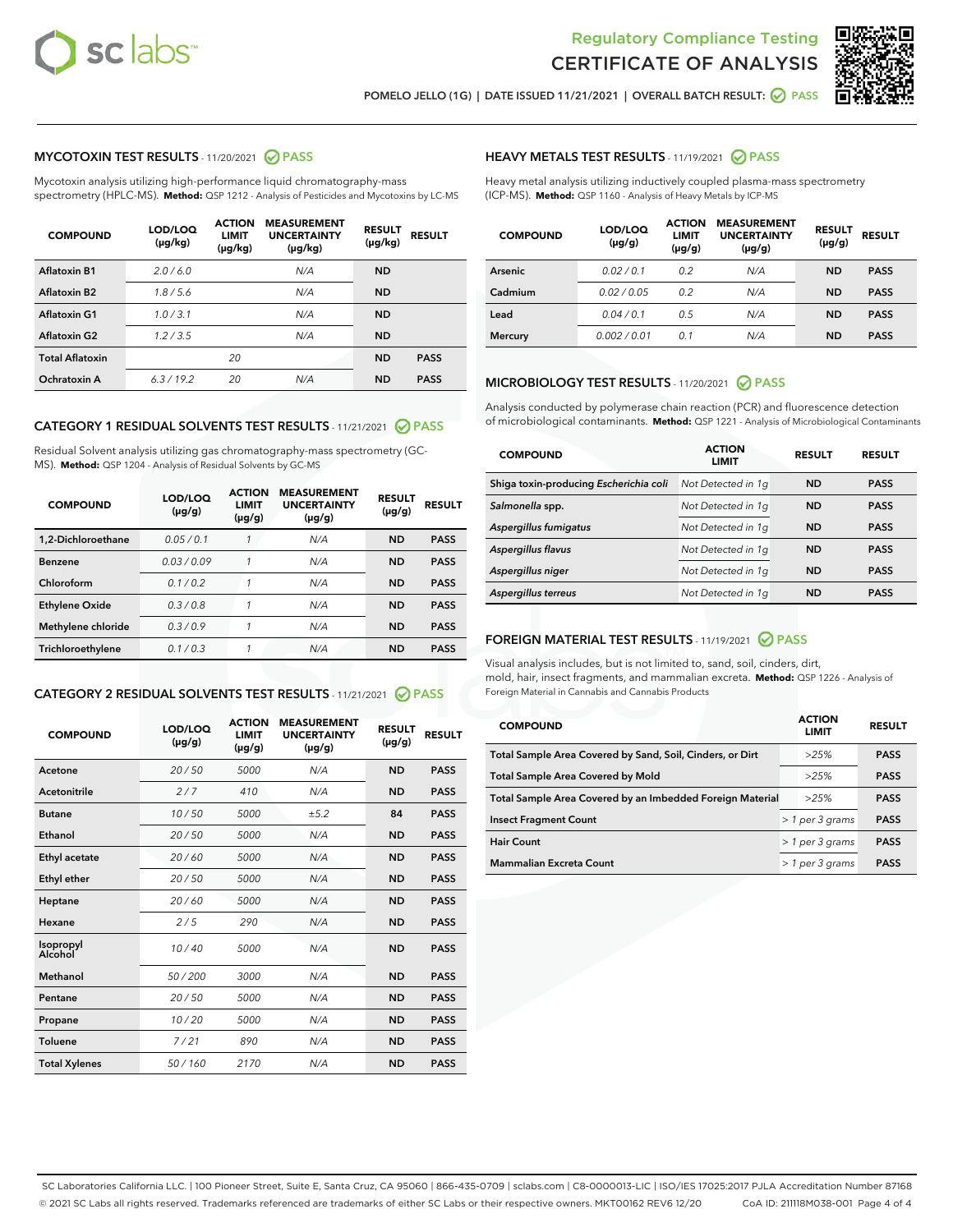Regulatory Compliance Testing
# CERTIFICATE OF ANALYSIS

POMELO JELLO (1G) | DATE ISSUED 11/21/2021 | OVERALL BATCH RESULT: PASS

## MYCOTOXIN TEST RESULTS - 11/20/2021 PASS

Mycotoxin analysis utilizing high-performance liquid chromatography-mass spectrometry (HPLC-MS). **Method:** QSP 1212 - Analysis of Pesticides and Mycotoxins by LC-MS

| COMPOUND | LOD/LOQ (μg/kg) | ACTION LIMIT (μg/kg) | MEASUREMENT UNCERTAINTY (μg/kg) | RESULT (μg/kg) | RESULT |
|---|---|---|---|---|---|
| Aflatoxin B1 | 2.0 / 6.0 | | N/A | ND | |
| Aflatoxin B2 | 1.8 / 5.6 | | N/A | ND | |
| Aflatoxin G1 | 1.0 / 3.1 | | N/A | ND | |
| Aflatoxin G2 | 1.2 / 3.5 | | N/A | ND | |
| Total Aflatoxin | | 20 | | ND | PASS |
| Ochratoxin A | 6.3 / 19.2 | 20 | N/A | ND | PASS |

## CATEGORY 1 RESIDUAL SOLVENTS TEST RESULTS - 11/21/2021 PASS

Residual Solvent analysis utilizing gas chromatography-mass spectrometry (GC-MS). **Method:** QSP 1204 - Analysis of Residual Solvents by GC-MS

| COMPOUND | LOD/LOQ (μg/g) | ACTION LIMIT (μg/g) | MEASUREMENT UNCERTAINTY (μg/g) | RESULT (μg/g) | RESULT |
|---|---|---|---|---|---|
| 1,2-Dichloroethane | 0.05 / 0.1 | 1 | N/A | ND | PASS |
| Benzene | 0.03 / 0.09 | 1 | N/A | ND | PASS |
| Chloroform | 0.1 / 0.2 | 1 | N/A | ND | PASS |
| Ethylene Oxide | 0.3 / 0.8 | 1 | N/A | ND | PASS |
| Methylene chloride | 0.3 / 0.9 | 1 | N/A | ND | PASS |
| Trichloroethylene | 0.1 / 0.3 | 1 | N/A | ND | PASS |

## CATEGORY 2 RESIDUAL SOLVENTS TEST RESULTS - 11/21/2021 PASS

| COMPOUND | LOD/LOQ (μg/g) | ACTION LIMIT (μg/g) | MEASUREMENT UNCERTAINTY (μg/g) | RESULT (μg/g) | RESULT |
|---|---|---|---|---|---|
| Acetone | 20 / 50 | 5000 | N/A | ND | PASS |
| Acetonitrile | 2 / 7 | 410 | N/A | ND | PASS |
| Butane | 10 / 50 | 5000 | ±5.2 | 84 | PASS |
| Ethanol | 20 / 50 | 5000 | N/A | ND | PASS |
| Ethyl acetate | 20 / 60 | 5000 | N/A | ND | PASS |
| Ethyl ether | 20 / 50 | 5000 | N/A | ND | PASS |
| Heptane | 20 / 60 | 5000 | N/A | ND | PASS |
| Hexane | 2 / 5 | 290 | N/A | ND | PASS |
| Isopropyl Alcohol | 10 / 40 | 5000 | N/A | ND | PASS |
| Methanol | 50 / 200 | 3000 | N/A | ND | PASS |
| Pentane | 20 / 50 | 5000 | N/A | ND | PASS |
| Propane | 10 / 20 | 5000 | N/A | ND | PASS |
| Toluene | 7 / 21 | 890 | N/A | ND | PASS |
| Total Xylenes | 50 / 160 | 2170 | N/A | ND | PASS |

## HEAVY METALS TEST RESULTS - 11/19/2021 PASS

Heavy metal analysis utilizing inductively coupled plasma-mass spectrometry (ICP-MS). **Method:** QSP 1160 - Analysis of Heavy Metals by ICP-MS

| COMPOUND | LOD/LOQ (μg/g) | ACTION LIMIT (μg/g) | MEASUREMENT UNCERTAINTY (μg/g) | RESULT (μg/g) | RESULT |
|---|---|---|---|---|---|
| Arsenic | 0.02 / 0.1 | 0.2 | N/A | ND | PASS |
| Cadmium | 0.02 / 0.05 | 0.2 | N/A | ND | PASS |
| Lead | 0.04 / 0.1 | 0.5 | N/A | ND | PASS |
| Mercury | 0.002 / 0.01 | 0.1 | N/A | ND | PASS |

## MICROBIOLOGY TEST RESULTS - 11/20/2021 PASS

Analysis conducted by polymerase chain reaction (PCR) and fluorescence detection of microbiological contaminants. **Method:** QSP 1221 - Analysis of Microbiological Contaminants

| COMPOUND | ACTION LIMIT | RESULT | RESULT |
|---|---|---|---|
| Shiga toxin-producing *Escherichia coli* | Not Detected in 1g | ND | PASS |
| *Salmonella* spp. | Not Detected in 1g | ND | PASS |
| *Aspergillus fumigatus* | Not Detected in 1g | ND | PASS |
| *Aspergillus flavus* | Not Detected in 1g | ND | PASS |
| *Aspergillus niger* | Not Detected in 1g | ND | PASS |
| *Aspergillus terreus* | Not Detected in 1g | ND | PASS |

## FOREIGN MATERIAL TEST RESULTS - 11/19/2021 PASS

Visual analysis includes, but is not limited to, sand, soil, cinders, dirt, mold, hair, insect fragments, and mammalian excreta. **Method:** QSP 1226 - Analysis of Foreign Material in Cannabis and Cannabis Products

| COMPOUND | ACTION LIMIT | RESULT |
|---|---|---|
| Total Sample Area Covered by Sand, Soil, Cinders, or Dirt | >25% | PASS |
| Total Sample Area Covered by Mold | >25% | PASS |
| Total Sample Area Covered by an Imbedded Foreign Material | >25% | PASS |
| Insect Fragment Count | > 1 per 3 grams | PASS |
| Hair Count | > 1 per 3 grams | PASS |
| Mammalian Excreta Count | > 1 per 3 grams | PASS |

SC Laboratories California LLC. | 100 Pioneer Street, Suite E, Santa Cruz, CA 95060 | 866-435-0709 | sclabs.com | C8-0000013-LIC | ISO/IES 17025:2017 PJLA Accreditation Number 87168
© 2021 SC Labs all rights reserved. Trademarks referenced are trademarks of either SC Labs or their respective owners. MKT00162 REV6 12/20 CoA ID: 211118M038-001